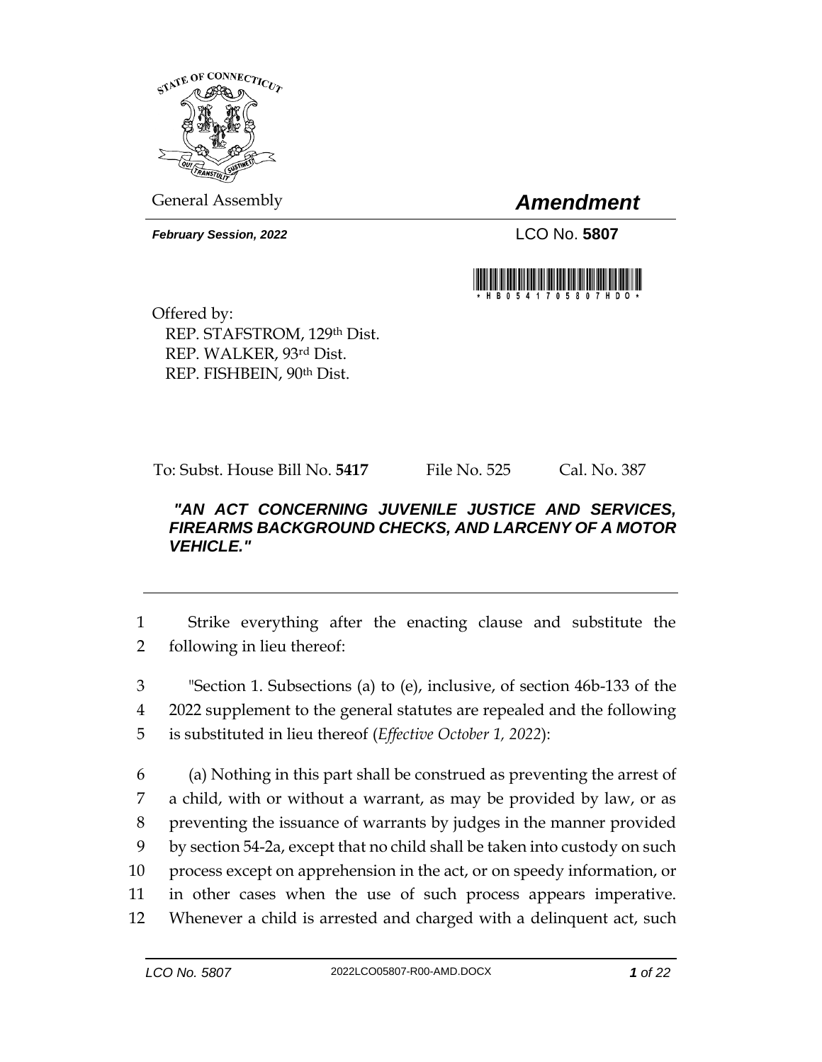General Assembly

# *Amendment*

***February Session, 2022***

LCO No. **5807**

Offered by:
REP. STAFSTROM, 129th Dist.
REP. WALKER, 93rd Dist.
REP. FISHBEIN, 90th Dist.

To: Subst. House Bill No. **5417** File No. 525 Cal. No. 387

***"AN ACT CONCERNING JUVENILE JUSTICE AND SERVICES, FIREARMS BACKGROUND CHECKS, AND LARCENY OF A MOTOR VEHICLE."***

---

1 Strike everything after the enacting clause and substitute the
2 following in lieu thereof:

3 "Section 1. Subsections (a) to (e), inclusive, of section 46b-133 of the
4 2022 supplement to the general statutes are repealed and the following
5 is substituted in lieu thereof (*Effective October 1, 2022*):

6 (a) Nothing in this part shall be construed as preventing the arrest of
7 a child, with or without a warrant, as may be provided by law, or as
8 preventing the issuance of warrants by judges in the manner provided
9 by section 54-2a, except that no child shall be taken into custody on such
10 process except on apprehension in the act, or on speedy information, or
11 in other cases when the use of such process appears imperative.
12 Whenever a child is arrested and charged with a delinquent act, such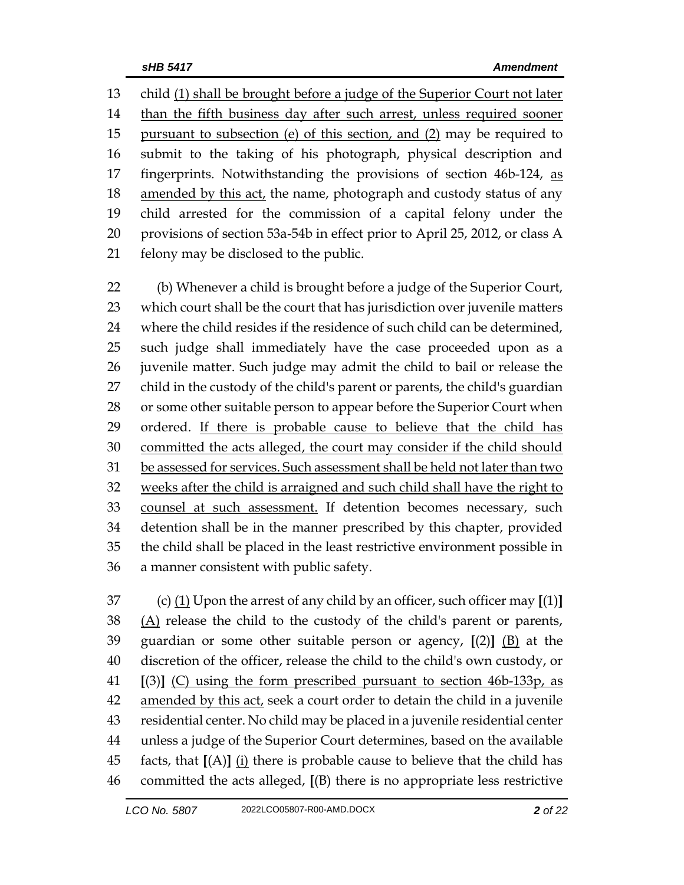child (1) shall be brought before a judge of the Superior Court not later than the fifth business day after such arrest, unless required sooner pursuant to subsection (e) of this section, and (2) may be required to submit to the taking of his photograph, physical description and fingerprints. Notwithstanding the provisions of section 46b-124, as amended by this act, the name, photograph and custody status of any child arrested for the commission of a capital felony under the provisions of section 53a-54b in effect prior to April 25, 2012, or class A felony may be disclosed to the public.

(b) Whenever a child is brought before a judge of the Superior Court, which court shall be the court that has jurisdiction over juvenile matters where the child resides if the residence of such child can be determined, such judge shall immediately have the case proceeded upon as a juvenile matter. Such judge may admit the child to bail or release the child in the custody of the child's parent or parents, the child's guardian or some other suitable person to appear before the Superior Court when ordered. If there is probable cause to believe that the child has committed the acts alleged, the court may consider if the child should be assessed for services. Such assessment shall be held not later than two weeks after the child is arraigned and such child shall have the right to counsel at such assessment. If detention becomes necessary, such detention shall be in the manner prescribed by this chapter, provided the child shall be placed in the least restrictive environment possible in a manner consistent with public safety.

(c) (1) Upon the arrest of any child by an officer, such officer may **[**(1)**]** (A) release the child to the custody of the child's parent or parents, guardian or some other suitable person or agency, **[**(2)**]** (B) at the discretion of the officer, release the child to the child's own custody, or **[**(3)**]** (C) using the form prescribed pursuant to section 46b-133p, as amended by this act, seek a court order to detain the child in a juvenile residential center. No child may be placed in a juvenile residential center unless a judge of the Superior Court determines, based on the available facts, that **[**(A)**]** (i) there is probable cause to believe that the child has committed the acts alleged, **[**(B) there is no appropriate less restrictive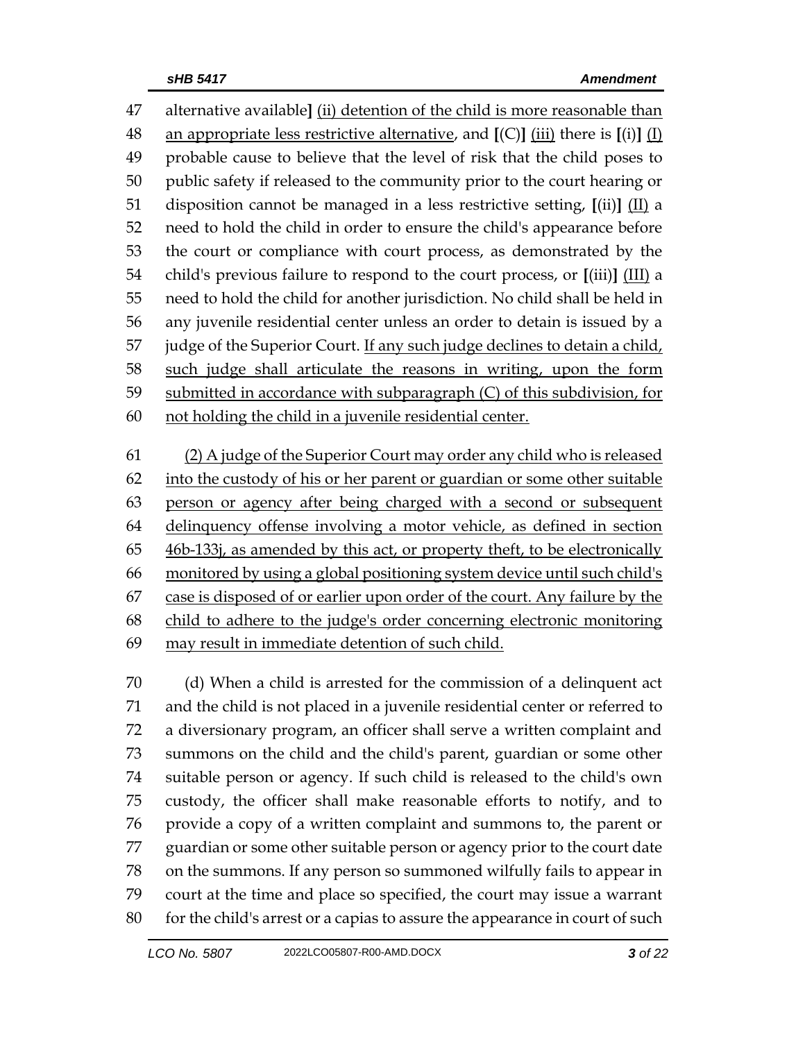47 alternative available] (ii) detention of the child is more reasonable than
48 an appropriate less restrictive alternative, and [(C)] (iii) there is [(i)] (I)
49 probable cause to believe that the level of risk that the child poses to
50 public safety if released to the community prior to the court hearing or
51 disposition cannot be managed in a less restrictive setting, [(ii)] (II) a
52 need to hold the child in order to ensure the child's appearance before
53 the court or compliance with court process, as demonstrated by the
54 child's previous failure to respond to the court process, or [(iii)] (III) a
55 need to hold the child for another jurisdiction. No child shall be held in
56 any juvenile residential center unless an order to detain is issued by a
57 judge of the Superior Court. If any such judge declines to detain a child,
58 such judge shall articulate the reasons in writing, upon the form
59 submitted in accordance with subparagraph (C) of this subdivision, for
60 not holding the child in a juvenile residential center.

61 (2) A judge of the Superior Court may order any child who is released
62 into the custody of his or her parent or guardian or some other suitable
63 person or agency after being charged with a second or subsequent
64 delinquency offense involving a motor vehicle, as defined in section
65 46b-133j, as amended by this act, or property theft, to be electronically
66 monitored by using a global positioning system device until such child's
67 case is disposed of or earlier upon order of the court. Any failure by the
68 child to adhere to the judge's order concerning electronic monitoring
69 may result in immediate detention of such child.

70 (d) When a child is arrested for the commission of a delinquent act
71 and the child is not placed in a juvenile residential center or referred to
72 a diversionary program, an officer shall serve a written complaint and
73 summons on the child and the child's parent, guardian or some other
74 suitable person or agency. If such child is released to the child's own
75 custody, the officer shall make reasonable efforts to notify, and to
76 provide a copy of a written complaint and summons to, the parent or
77 guardian or some other suitable person or agency prior to the court date
78 on the summons. If any person so summoned wilfully fails to appear in
79 court at the time and place so specified, the court may issue a warrant
80 for the child's arrest or a capias to assure the appearance in court of such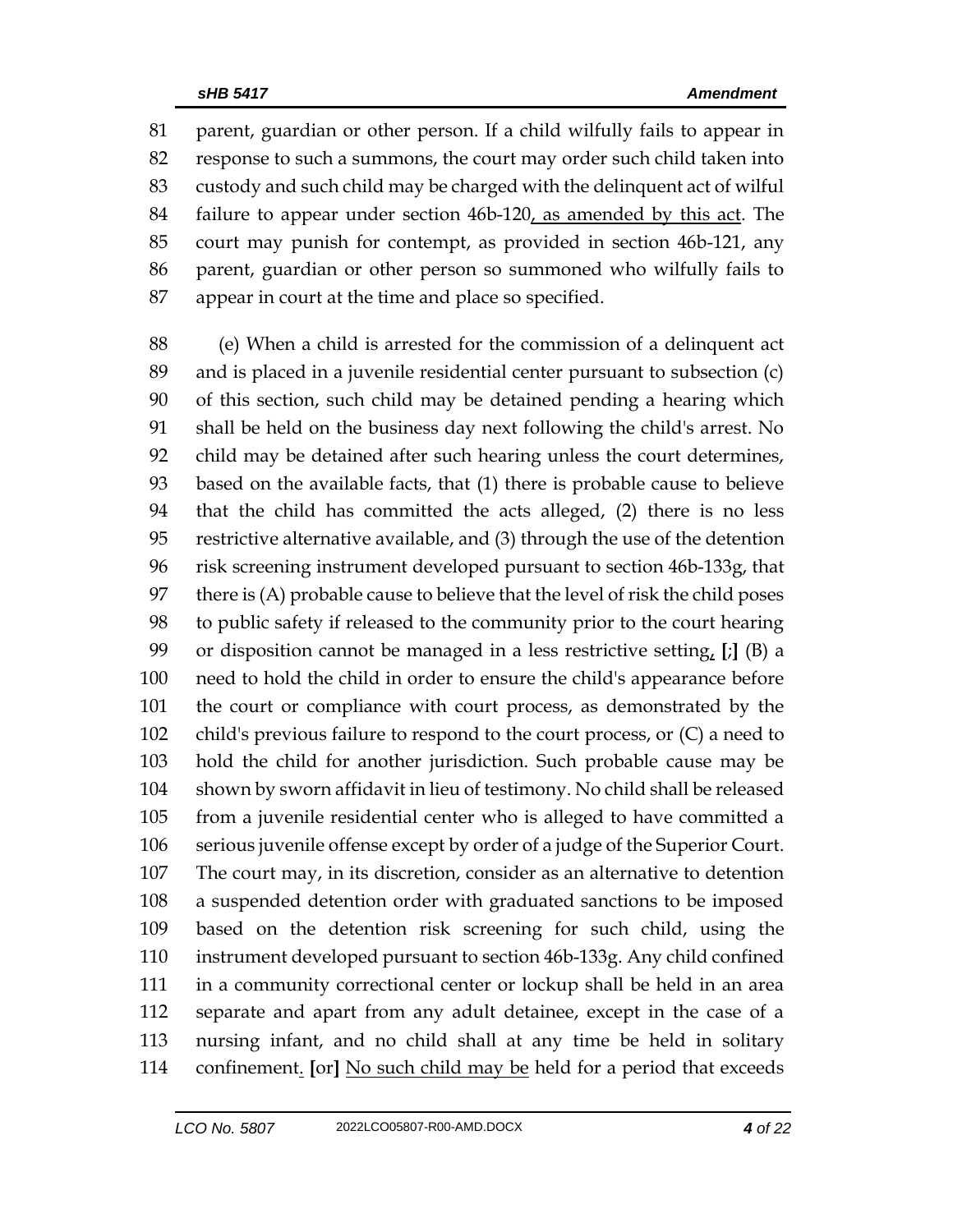parent, guardian or other person. If a child wilfully fails to appear in response to such a summons, the court may order such child taken into custody and such child may be charged with the delinquent act of wilful failure to appear under section 46b-120, as amended by this act. The court may punish for contempt, as provided in section 46b-121, any parent, guardian or other person so summoned who wilfully fails to appear in court at the time and place so specified.

(e) When a child is arrested for the commission of a delinquent act and is placed in a juvenile residential center pursuant to subsection (c) of this section, such child may be detained pending a hearing which shall be held on the business day next following the child's arrest. No child may be detained after such hearing unless the court determines, based on the available facts, that (1) there is probable cause to believe that the child has committed the acts alleged, (2) there is no less restrictive alternative available, and (3) through the use of the detention risk screening instrument developed pursuant to section 46b-133g, that there is (A) probable cause to believe that the level of risk the child poses to public safety if released to the community prior to the court hearing or disposition cannot be managed in a less restrictive setting, **[**;**]** (B) a need to hold the child in order to ensure the child's appearance before the court or compliance with court process, as demonstrated by the child's previous failure to respond to the court process, or (C) a need to hold the child for another jurisdiction. Such probable cause may be shown by sworn affidavit in lieu of testimony. No child shall be released from a juvenile residential center who is alleged to have committed a serious juvenile offense except by order of a judge of the Superior Court. The court may, in its discretion, consider as an alternative to detention a suspended detention order with graduated sanctions to be imposed based on the detention risk screening for such child, using the instrument developed pursuant to section 46b-133g. Any child confined in a community correctional center or lockup shall be held in an area separate and apart from any adult detainee, except in the case of a nursing infant, and no child shall at any time be held in solitary confinement. **[**or**]** No such child may be held for a period that exceeds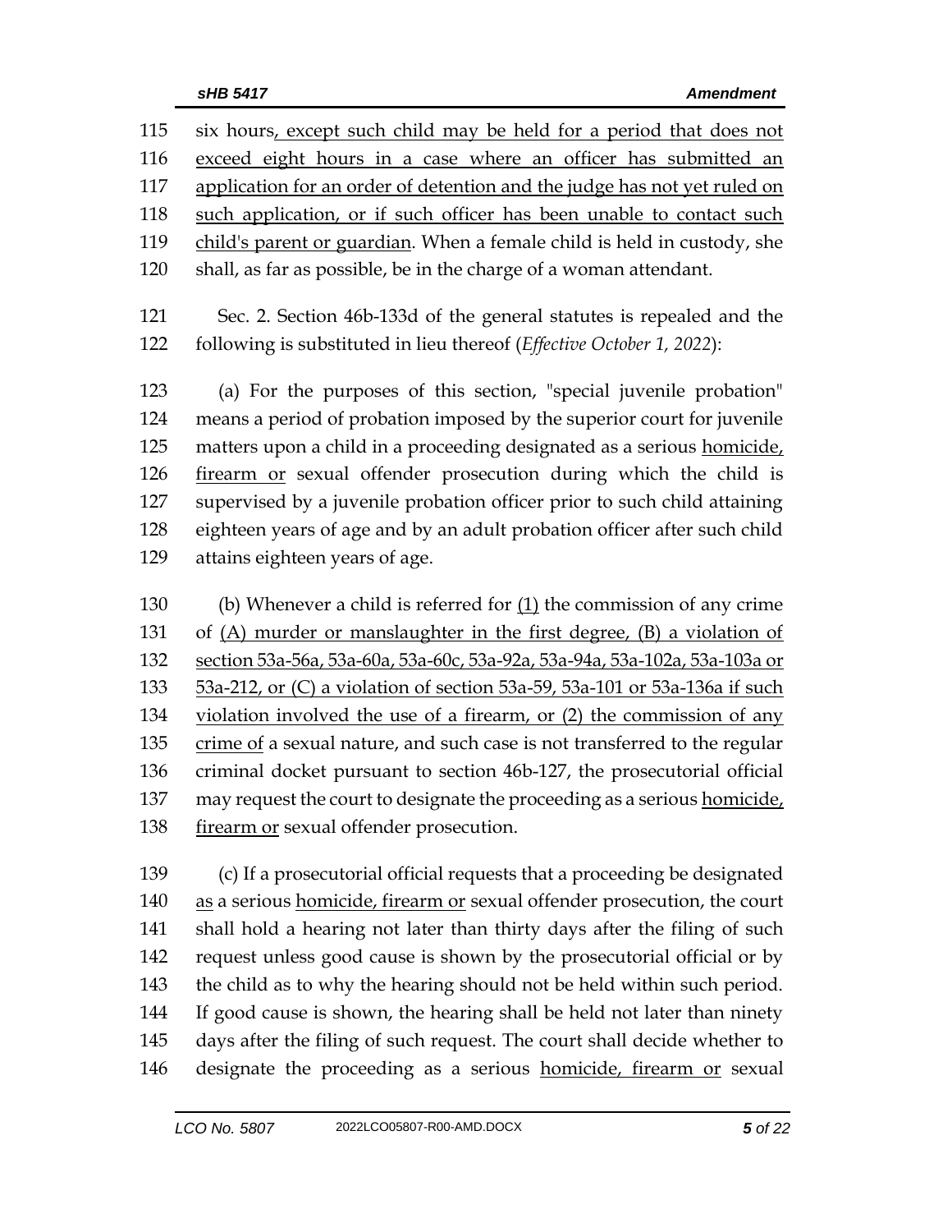six hours, except such child may be held for a period that does not exceed eight hours in a case where an officer has submitted an application for an order of detention and the judge has not yet ruled on such application, or if such officer has been unable to contact such child's parent or guardian. When a female child is held in custody, she shall, as far as possible, be in the charge of a woman attendant.

Sec. 2. Section 46b-133d of the general statutes is repealed and the following is substituted in lieu thereof (*Effective October 1, 2022*):

(a) For the purposes of this section, "special juvenile probation" means a period of probation imposed by the superior court for juvenile matters upon a child in a proceeding designated as a serious homicide, firearm or sexual offender prosecution during which the child is supervised by a juvenile probation officer prior to such child attaining eighteen years of age and by an adult probation officer after such child attains eighteen years of age.

(b) Whenever a child is referred for (1) the commission of any crime of (A) murder or manslaughter in the first degree, (B) a violation of section 53a-56a, 53a-60a, 53a-60c, 53a-92a, 53a-94a, 53a-102a, 53a-103a or 53a-212, or (C) a violation of section 53a-59, 53a-101 or 53a-136a if such violation involved the use of a firearm, or (2) the commission of any crime of a sexual nature, and such case is not transferred to the regular criminal docket pursuant to section 46b-127, the prosecutorial official may request the court to designate the proceeding as a serious homicide, firearm or sexual offender prosecution.

(c) If a prosecutorial official requests that a proceeding be designated as a serious homicide, firearm or sexual offender prosecution, the court shall hold a hearing not later than thirty days after the filing of such request unless good cause is shown by the prosecutorial official or by the child as to why the hearing should not be held within such period. If good cause is shown, the hearing shall be held not later than ninety days after the filing of such request. The court shall decide whether to designate the proceeding as a serious homicide, firearm or sexual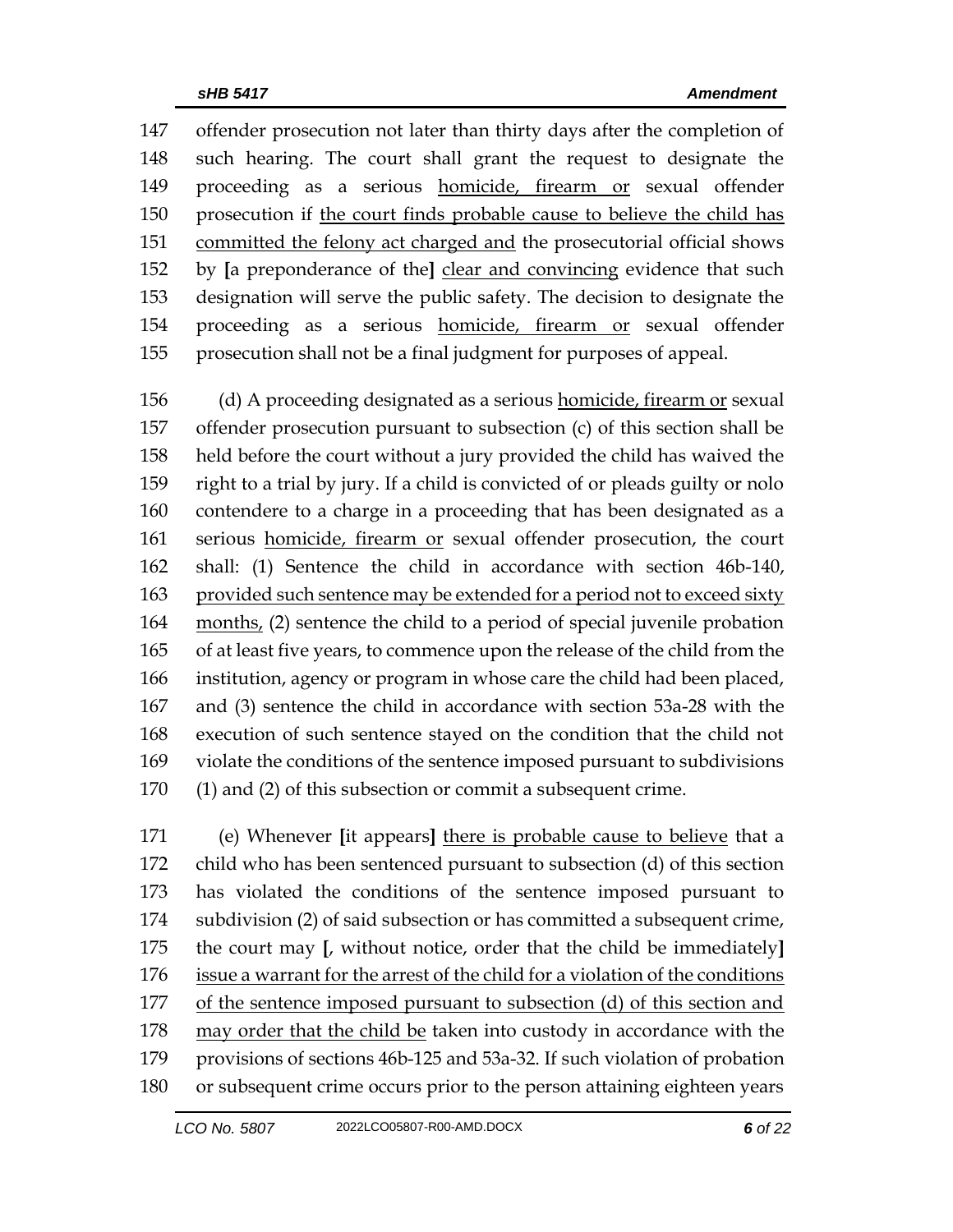offender prosecution not later than thirty days after the completion of such hearing. The court shall grant the request to designate the proceeding as a serious homicide, firearm or sexual offender prosecution if the court finds probable cause to believe the child has committed the felony act charged and the prosecutorial official shows by [a preponderance of the] clear and convincing evidence that such designation will serve the public safety. The decision to designate the proceeding as a serious homicide, firearm or sexual offender prosecution shall not be a final judgment for purposes of appeal.

(d) A proceeding designated as a serious homicide, firearm or sexual offender prosecution pursuant to subsection (c) of this section shall be held before the court without a jury provided the child has waived the right to a trial by jury. If a child is convicted of or pleads guilty or nolo contendere to a charge in a proceeding that has been designated as a serious homicide, firearm or sexual offender prosecution, the court shall: (1) Sentence the child in accordance with section 46b-140, provided such sentence may be extended for a period not to exceed sixty months, (2) sentence the child to a period of special juvenile probation of at least five years, to commence upon the release of the child from the institution, agency or program in whose care the child had been placed, and (3) sentence the child in accordance with section 53a-28 with the execution of such sentence stayed on the condition that the child not violate the conditions of the sentence imposed pursuant to subdivisions (1) and (2) of this subsection or commit a subsequent crime.

(e) Whenever [it appears] there is probable cause to believe that a child who has been sentenced pursuant to subsection (d) of this section has violated the conditions of the sentence imposed pursuant to subdivision (2) of said subsection or has committed a subsequent crime, the court may [, without notice, order that the child be immediately] issue a warrant for the arrest of the child for a violation of the conditions of the sentence imposed pursuant to subsection (d) of this section and may order that the child be taken into custody in accordance with the provisions of sections 46b-125 and 53a-32. If such violation of probation or subsequent crime occurs prior to the person attaining eighteen years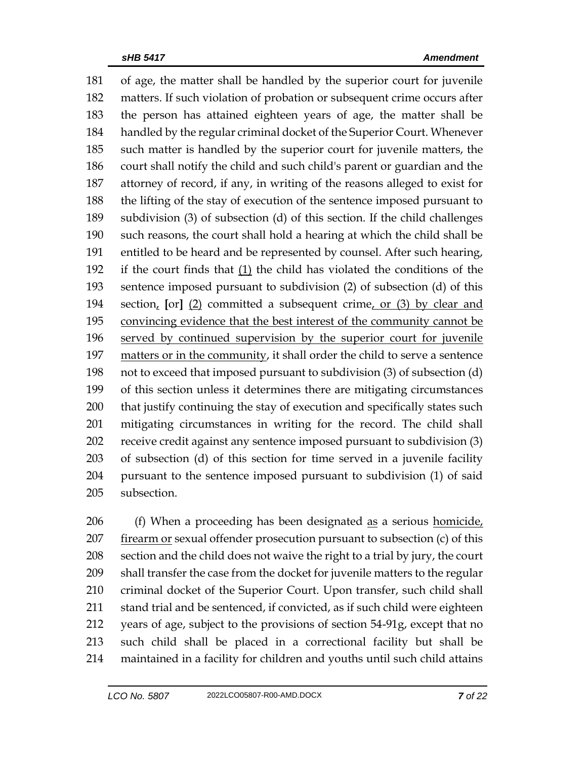181 of age, the matter shall be handled by the superior court for juvenile
182 matters. If such violation of probation or subsequent crime occurs after
183 the person has attained eighteen years of age, the matter shall be
184 handled by the regular criminal docket of the Superior Court. Whenever
185 such matter is handled by the superior court for juvenile matters, the
186 court shall notify the child and such child's parent or guardian and the
187 attorney of record, if any, in writing of the reasons alleged to exist for
188 the lifting of the stay of execution of the sentence imposed pursuant to
189 subdivision (3) of subsection (d) of this section. If the child challenges
190 such reasons, the court shall hold a hearing at which the child shall be
191 entitled to be heard and be represented by counsel. After such hearing,
192 if the court finds that <u>(1)</u> the child has violated the conditions of the
193 sentence imposed pursuant to subdivision (2) of subsection (d) of this
194 section<u>,</u> **[**or**]** <u>(2)</u> committed a subsequent crime<u>, or (3) by clear and</u>
195 <u>convincing evidence that the best interest of the community cannot be</u>
196 <u>served by continued supervision by the superior court for juvenile</u>
197 <u>matters or in the community</u>, it shall order the child to serve a sentence
198 not to exceed that imposed pursuant to subdivision (3) of subsection (d)
199 of this section unless it determines there are mitigating circumstances
200 that justify continuing the stay of execution and specifically states such
201 mitigating circumstances in writing for the record. The child shall
202 receive credit against any sentence imposed pursuant to subdivision (3)
203 of subsection (d) of this section for time served in a juvenile facility
204 pursuant to the sentence imposed pursuant to subdivision (1) of said
205 subsection.

206 (f) When a proceeding has been designated <u>as</u> a serious <u>homicide,</u>
207 <u>firearm or</u> sexual offender prosecution pursuant to subsection (c) of this
208 section and the child does not waive the right to a trial by jury, the court
209 shall transfer the case from the docket for juvenile matters to the regular
210 criminal docket of the Superior Court. Upon transfer, such child shall
211 stand trial and be sentenced, if convicted, as if such child were eighteen
212 years of age, subject to the provisions of section 54-91g, except that no
213 such child shall be placed in a correctional facility but shall be
214 maintained in a facility for children and youths until such child attains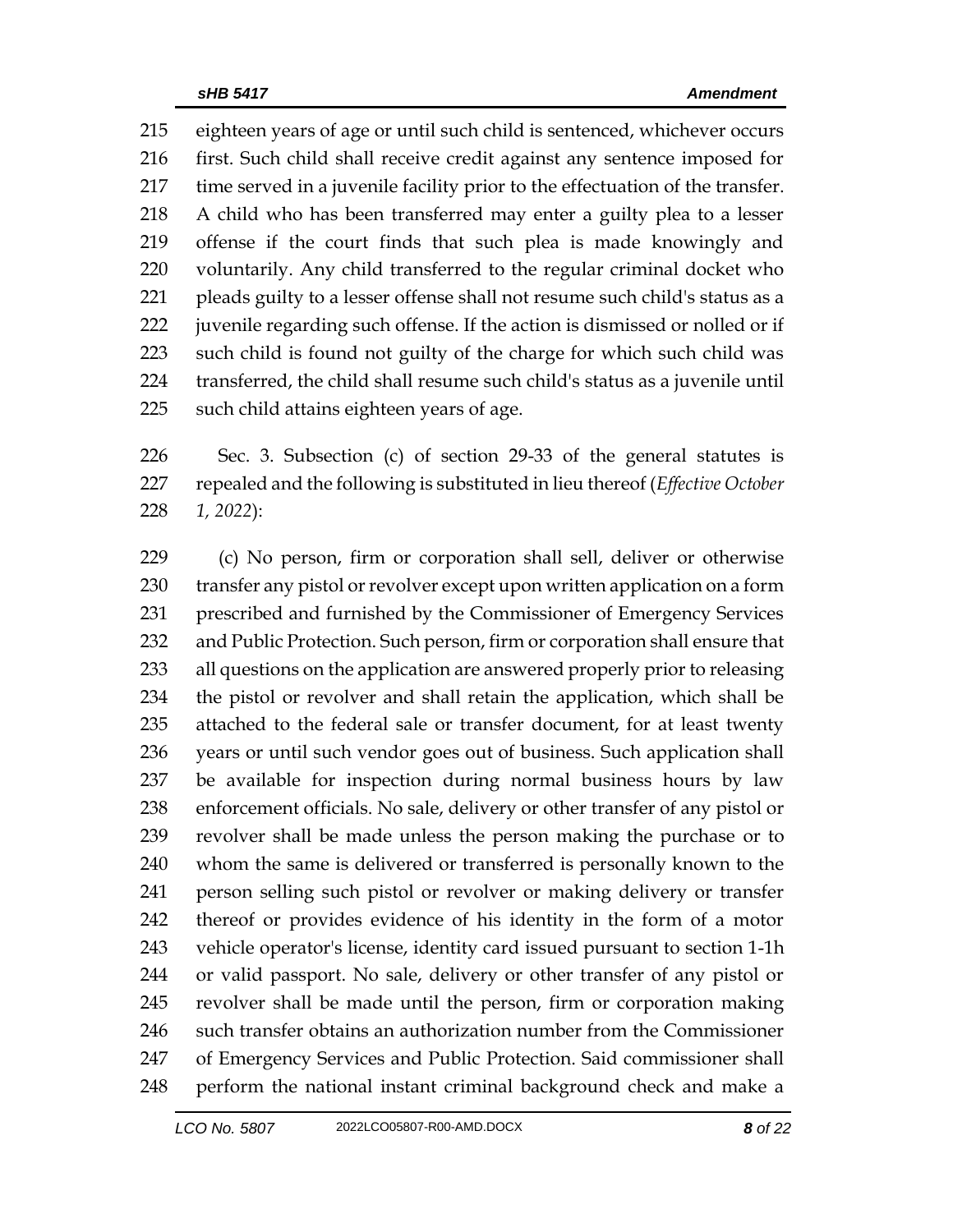eighteen years of age or until such child is sentenced, whichever occurs first. Such child shall receive credit against any sentence imposed for time served in a juvenile facility prior to the effectuation of the transfer. A child who has been transferred may enter a guilty plea to a lesser offense if the court finds that such plea is made knowingly and voluntarily. Any child transferred to the regular criminal docket who pleads guilty to a lesser offense shall not resume such child's status as a juvenile regarding such offense. If the action is dismissed or nolled or if such child is found not guilty of the charge for which such child was transferred, the child shall resume such child's status as a juvenile until such child attains eighteen years of age.

Sec. 3. Subsection (c) of section 29-33 of the general statutes is repealed and the following is substituted in lieu thereof (*Effective October 1, 2022*):

(c) No person, firm or corporation shall sell, deliver or otherwise transfer any pistol or revolver except upon written application on a form prescribed and furnished by the Commissioner of Emergency Services and Public Protection. Such person, firm or corporation shall ensure that all questions on the application are answered properly prior to releasing the pistol or revolver and shall retain the application, which shall be attached to the federal sale or transfer document, for at least twenty years or until such vendor goes out of business. Such application shall be available for inspection during normal business hours by law enforcement officials. No sale, delivery or other transfer of any pistol or revolver shall be made unless the person making the purchase or to whom the same is delivered or transferred is personally known to the person selling such pistol or revolver or making delivery or transfer thereof or provides evidence of his identity in the form of a motor vehicle operator's license, identity card issued pursuant to section 1-1h or valid passport. No sale, delivery or other transfer of any pistol or revolver shall be made until the person, firm or corporation making such transfer obtains an authorization number from the Commissioner of Emergency Services and Public Protection. Said commissioner shall perform the national instant criminal background check and make a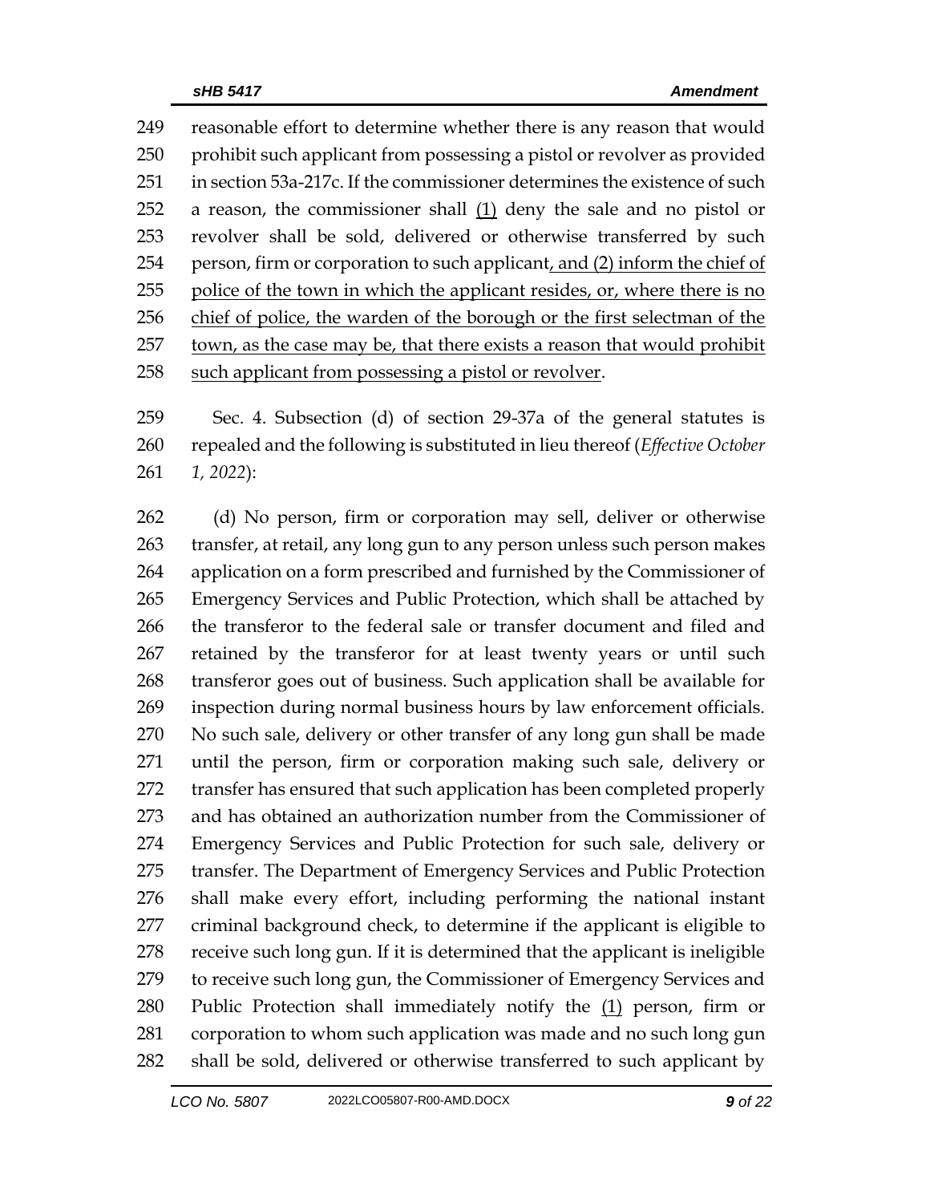reasonable effort to determine whether there is any reason that would prohibit such applicant from possessing a pistol or revolver as provided in section 53a-217c. If the commissioner determines the existence of such a reason, the commissioner shall (1) deny the sale and no pistol or revolver shall be sold, delivered or otherwise transferred by such person, firm or corporation to such applicant, and (2) inform the chief of police of the town in which the applicant resides, or, where there is no chief of police, the warden of the borough or the first selectman of the town, as the case may be, that there exists a reason that would prohibit such applicant from possessing a pistol or revolver.

Sec. 4. Subsection (d) of section 29-37a of the general statutes is repealed and the following is substituted in lieu thereof (*Effective October 1, 2022*):

(d) No person, firm or corporation may sell, deliver or otherwise transfer, at retail, any long gun to any person unless such person makes application on a form prescribed and furnished by the Commissioner of Emergency Services and Public Protection, which shall be attached by the transferor to the federal sale or transfer document and filed and retained by the transferor for at least twenty years or until such transferor goes out of business. Such application shall be available for inspection during normal business hours by law enforcement officials. No such sale, delivery or other transfer of any long gun shall be made until the person, firm or corporation making such sale, delivery or transfer has ensured that such application has been completed properly and has obtained an authorization number from the Commissioner of Emergency Services and Public Protection for such sale, delivery or transfer. The Department of Emergency Services and Public Protection shall make every effort, including performing the national instant criminal background check, to determine if the applicant is eligible to receive such long gun. If it is determined that the applicant is ineligible to receive such long gun, the Commissioner of Emergency Services and Public Protection shall immediately notify the (1) person, firm or corporation to whom such application was made and no such long gun shall be sold, delivered or otherwise transferred to such applicant by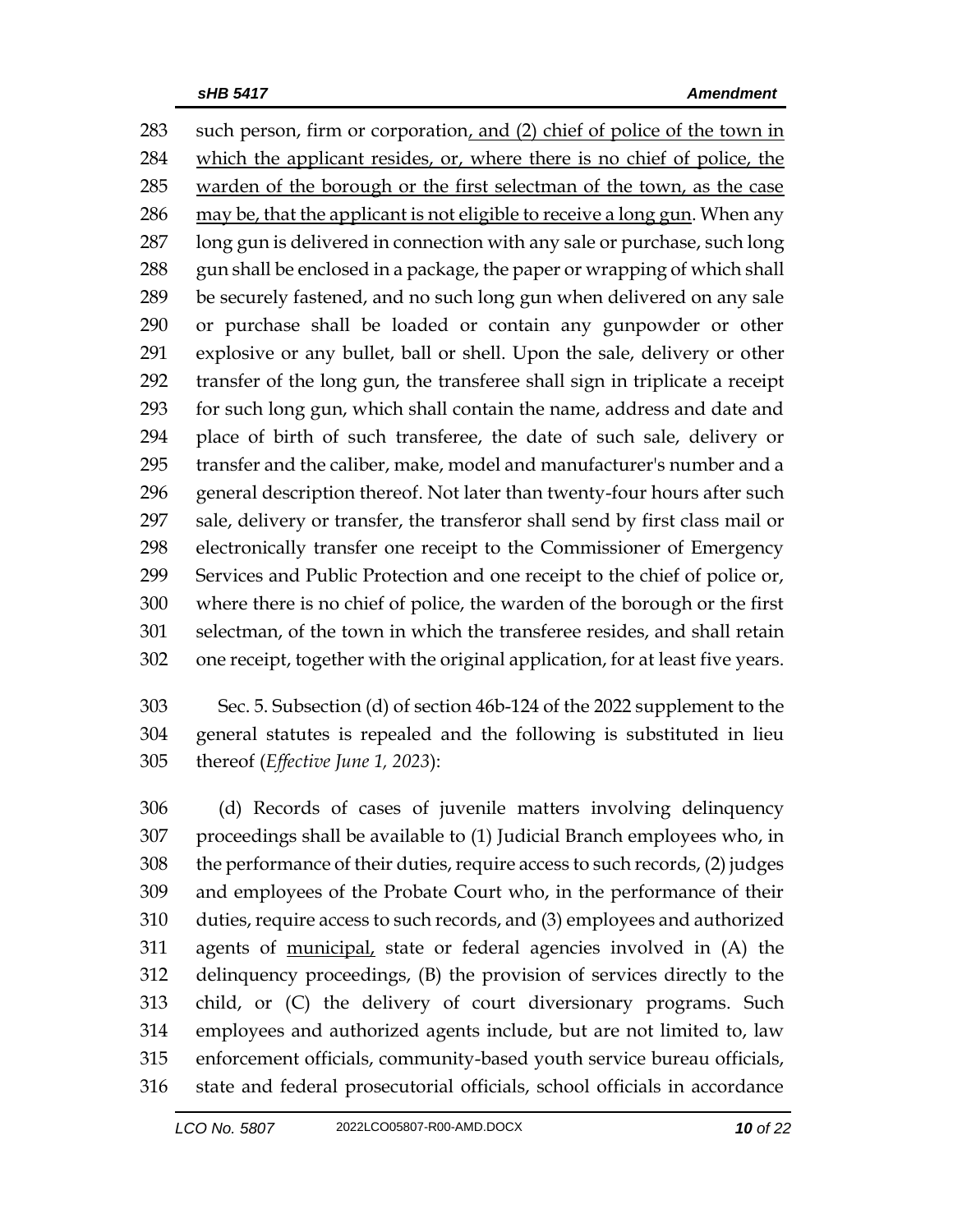such person, firm or corporation<u>, and (2) chief of police of the town in which the applicant resides, or, where there is no chief of police, the warden of the borough or the first selectman of the town, as the case may be, that the applicant is not eligible to receive a long gun</u>. When any long gun is delivered in connection with any sale or purchase, such long gun shall be enclosed in a package, the paper or wrapping of which shall be securely fastened, and no such long gun when delivered on any sale or purchase shall be loaded or contain any gunpowder or other explosive or any bullet, ball or shell. Upon the sale, delivery or other transfer of the long gun, the transferee shall sign in triplicate a receipt for such long gun, which shall contain the name, address and date and place of birth of such transferee, the date of such sale, delivery or transfer and the caliber, make, model and manufacturer's number and a general description thereof. Not later than twenty-four hours after such sale, delivery or transfer, the transferor shall send by first class mail or electronically transfer one receipt to the Commissioner of Emergency Services and Public Protection and one receipt to the chief of police or, where there is no chief of police, the warden of the borough or the first selectman, of the town in which the transferee resides, and shall retain one receipt, together with the original application, for at least five years.

Sec. 5. Subsection (d) of section 46b-124 of the 2022 supplement to the general statutes is repealed and the following is substituted in lieu thereof (*Effective June 1, 2023*):

(d) Records of cases of juvenile matters involving delinquency proceedings shall be available to (1) Judicial Branch employees who, in the performance of their duties, require access to such records, (2) judges and employees of the Probate Court who, in the performance of their duties, require access to such records, and (3) employees and authorized agents of <u>municipal,</u> state or federal agencies involved in (A) the delinquency proceedings, (B) the provision of services directly to the child, or (C) the delivery of court diversionary programs. Such employees and authorized agents include, but are not limited to, law enforcement officials, community-based youth service bureau officials, state and federal prosecutorial officials, school officials in accordance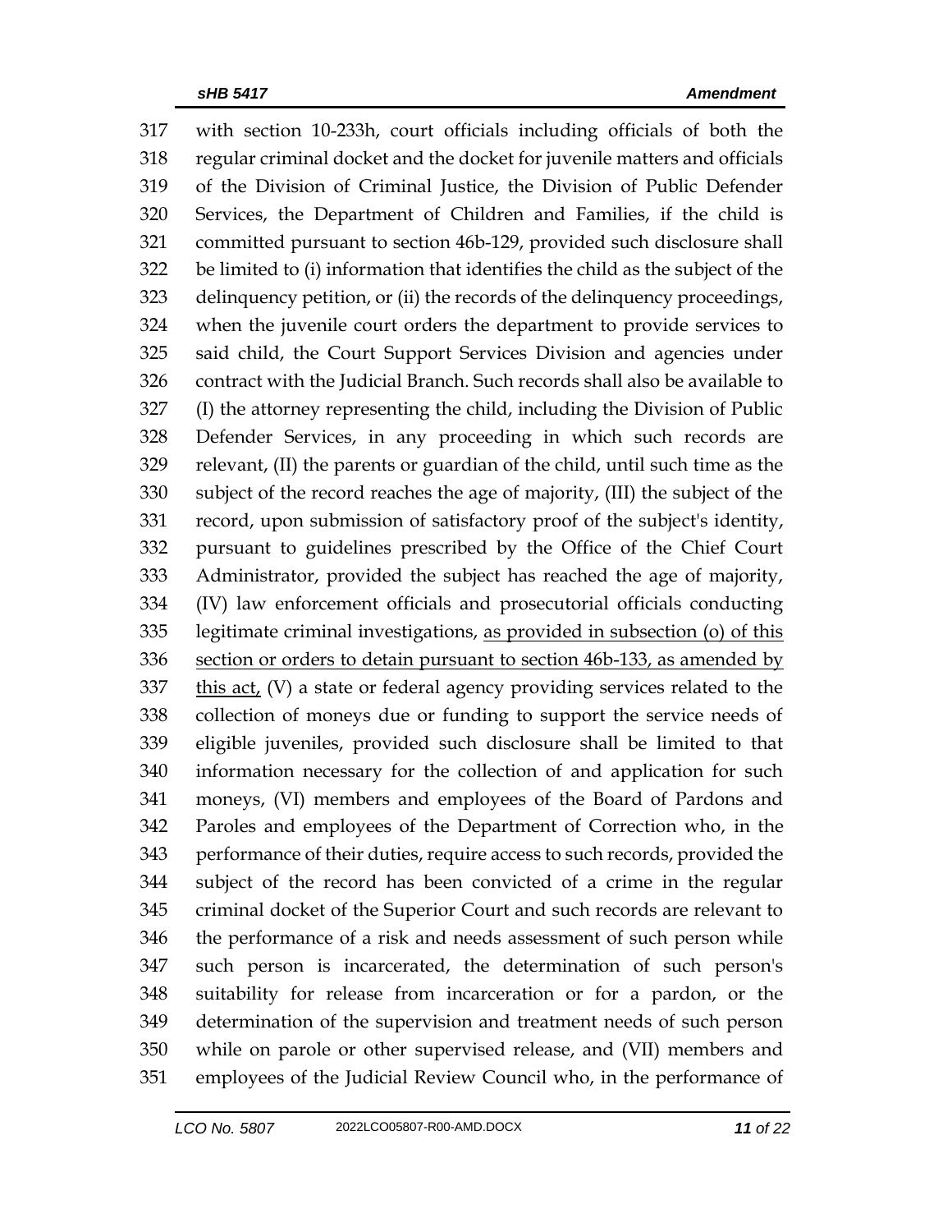317 with section 10-233h, court officials including officials of both the
318 regular criminal docket and the docket for juvenile matters and officials
319 of the Division of Criminal Justice, the Division of Public Defender
320 Services, the Department of Children and Families, if the child is
321 committed pursuant to section 46b-129, provided such disclosure shall
322 be limited to (i) information that identifies the child as the subject of the
323 delinquency petition, or (ii) the records of the delinquency proceedings,
324 when the juvenile court orders the department to provide services to
325 said child, the Court Support Services Division and agencies under
326 contract with the Judicial Branch. Such records shall also be available to
327 (I) the attorney representing the child, including the Division of Public
328 Defender Services, in any proceeding in which such records are
329 relevant, (II) the parents or guardian of the child, until such time as the
330 subject of the record reaches the age of majority, (III) the subject of the
331 record, upon submission of satisfactory proof of the subject's identity,
332 pursuant to guidelines prescribed by the Office of the Chief Court
333 Administrator, provided the subject has reached the age of majority,
334 (IV) law enforcement officials and prosecutorial officials conducting
335 legitimate criminal investigations, <u>as provided in subsection (o) of this
336 section or orders to detain pursuant to section 46b-133, as amended by
337 this act,</u> (V) a state or federal agency providing services related to the
338 collection of moneys due or funding to support the service needs of
339 eligible juveniles, provided such disclosure shall be limited to that
340 information necessary for the collection of and application for such
341 moneys, (VI) members and employees of the Board of Pardons and
342 Paroles and employees of the Department of Correction who, in the
343 performance of their duties, require access to such records, provided the
344 subject of the record has been convicted of a crime in the regular
345 criminal docket of the Superior Court and such records are relevant to
346 the performance of a risk and needs assessment of such person while
347 such person is incarcerated, the determination of such person's
348 suitability for release from incarceration or for a pardon, or the
349 determination of the supervision and treatment needs of such person
350 while on parole or other supervised release, and (VII) members and
351 employees of the Judicial Review Council who, in the performance of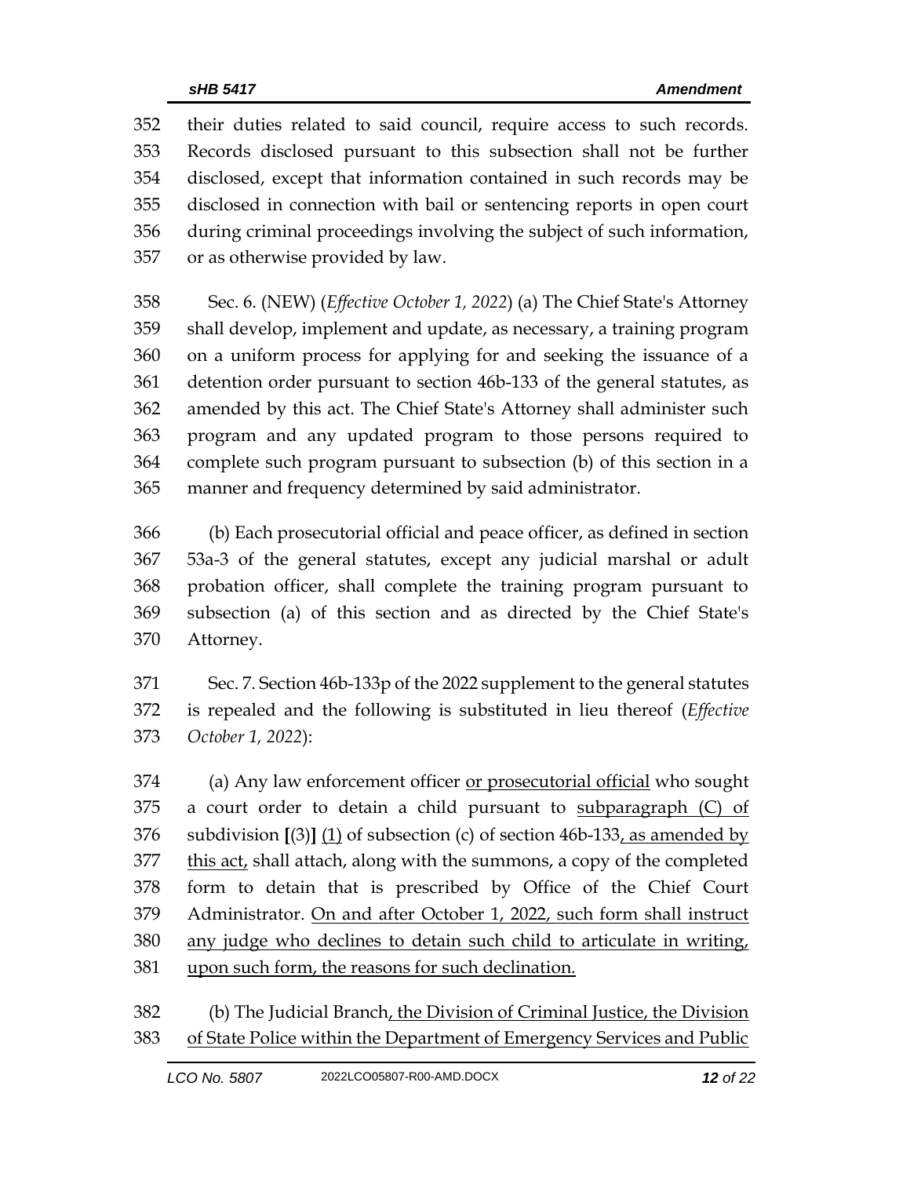their duties related to said council, require access to such records. Records disclosed pursuant to this subsection shall not be further disclosed, except that information contained in such records may be disclosed in connection with bail or sentencing reports in open court during criminal proceedings involving the subject of such information, or as otherwise provided by law.

Sec. 6. (NEW) (*Effective October 1, 2022*) (a) The Chief State's Attorney shall develop, implement and update, as necessary, a training program on a uniform process for applying for and seeking the issuance of a detention order pursuant to section 46b-133 of the general statutes, as amended by this act. The Chief State's Attorney shall administer such program and any updated program to those persons required to complete such program pursuant to subsection (b) of this section in a manner and frequency determined by said administrator.

(b) Each prosecutorial official and peace officer, as defined in section 53a-3 of the general statutes, except any judicial marshal or adult probation officer, shall complete the training program pursuant to subsection (a) of this section and as directed by the Chief State's Attorney.

Sec. 7. Section 46b-133p of the 2022 supplement to the general statutes is repealed and the following is substituted in lieu thereof (*Effective October 1, 2022*):

(a) Any law enforcement officer <u>or prosecutorial official</u> who sought a court order to detain a child pursuant to <u>subparagraph (C) of</u> subdivision **[**(3)**]** <u>(1)</u> of subsection (c) of section 46b-133<u>, as amended by this act,</u> shall attach, along with the summons, a copy of the completed form to detain that is prescribed by Office of the Chief Court Administrator. <u>On and after October 1, 2022, such form shall instruct any judge who declines to detain such child to articulate in writing, upon such form, the reasons for such declination.</u>

(b) The Judicial Branch<u>, the Division of Criminal Justice, the Division of State Police within the Department of Emergency Services and Public</u>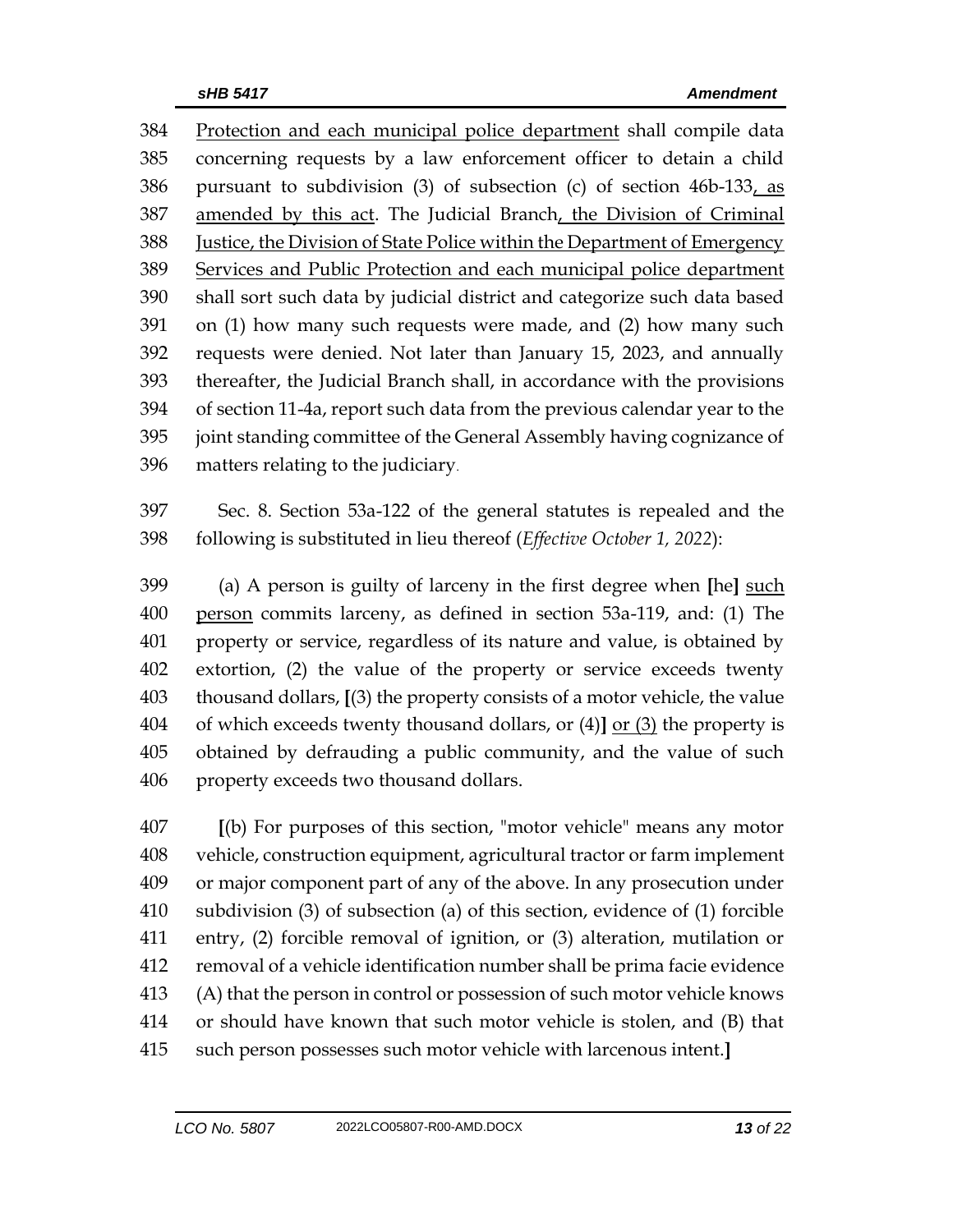384 Protection and each municipal police department shall compile data
385 concerning requests by a law enforcement officer to detain a child
386 pursuant to subdivision (3) of subsection (c) of section 46b-133, as
387 amended by this act. The Judicial Branch, the Division of Criminal
388 Justice, the Division of State Police within the Department of Emergency
389 Services and Public Protection and each municipal police department
390 shall sort such data by judicial district and categorize such data based
391 on (1) how many such requests were made, and (2) how many such
392 requests were denied. Not later than January 15, 2023, and annually
393 thereafter, the Judicial Branch shall, in accordance with the provisions
394 of section 11-4a, report such data from the previous calendar year to the
395 joint standing committee of the General Assembly having cognizance of
396 matters relating to the judiciary.

397 Sec. 8. Section 53a-122 of the general statutes is repealed and the
398 following is substituted in lieu thereof (*Effective October 1, 2022*):

399 (a) A person is guilty of larceny in the first degree when [he] such
400 person commits larceny, as defined in section 53a-119, and: (1) The
401 property or service, regardless of its nature and value, is obtained by
402 extortion, (2) the value of the property or service exceeds twenty
403 thousand dollars, [(3) the property consists of a motor vehicle, the value
404 of which exceeds twenty thousand dollars, or (4)] or (3) the property is
405 obtained by defrauding a public community, and the value of such
406 property exceeds two thousand dollars.

407 [(b) For purposes of this section, "motor vehicle" means any motor
408 vehicle, construction equipment, agricultural tractor or farm implement
409 or major component part of any of the above. In any prosecution under
410 subdivision (3) of subsection (a) of this section, evidence of (1) forcible
411 entry, (2) forcible removal of ignition, or (3) alteration, mutilation or
412 removal of a vehicle identification number shall be prima facie evidence
413 (A) that the person in control or possession of such motor vehicle knows
414 or should have known that such motor vehicle is stolen, and (B) that
415 such person possesses such motor vehicle with larcenous intent.]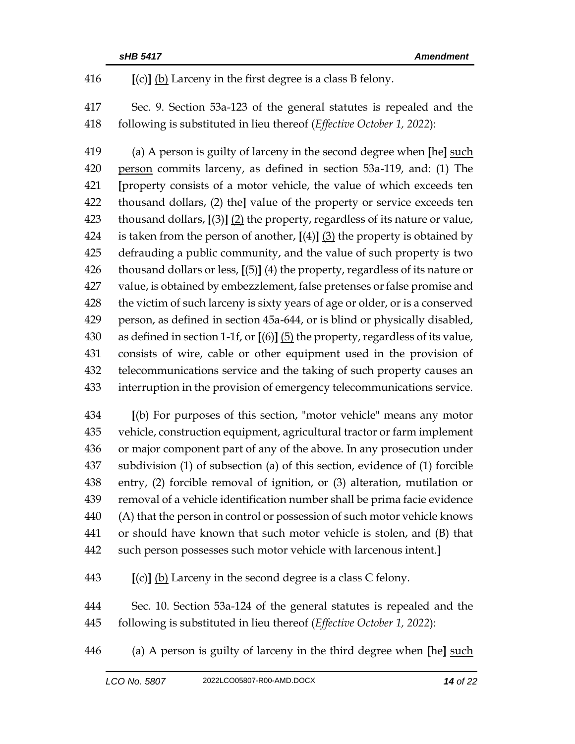416 **[**(c)**]** <u>(b)</u> Larceny in the first degree is a class B felony.

417 Sec. 9. Section 53a-123 of the general statutes is repealed and the
418 following is substituted in lieu thereof (*Effective October 1, 2022*):

419 (a) A person is guilty of larceny in the second degree when **[**he**]** <u>such</u>
420 <u>person</u> commits larceny, as defined in section 53a-119, and: (1) The
421 **[**property consists of a motor vehicle, the value of which exceeds ten
422 thousand dollars, (2) the**]** value of the property or service exceeds ten
423 thousand dollars, **[**(3)**]** <u>(2)</u> the property, regardless of its nature or value,
424 is taken from the person of another, **[**(4)**]** <u>(3)</u> the property is obtained by
425 defrauding a public community, and the value of such property is two
426 thousand dollars or less, **[**(5)**]** <u>(4)</u> the property, regardless of its nature or
427 value, is obtained by embezzlement, false pretenses or false promise and
428 the victim of such larceny is sixty years of age or older, or is a conserved
429 person, as defined in section 45a-644, or is blind or physically disabled,
430 as defined in section 1-1f, or **[**(6)**]** <u>(5)</u> the property, regardless of its value,
431 consists of wire, cable or other equipment used in the provision of
432 telecommunications service and the taking of such property causes an
433 interruption in the provision of emergency telecommunications service.

434 **[**(b) For purposes of this section, "motor vehicle" means any motor
435 vehicle, construction equipment, agricultural tractor or farm implement
436 or major component part of any of the above. In any prosecution under
437 subdivision (1) of subsection (a) of this section, evidence of (1) forcible
438 entry, (2) forcible removal of ignition, or (3) alteration, mutilation or
439 removal of a vehicle identification number shall be prima facie evidence
440 (A) that the person in control or possession of such motor vehicle knows
441 or should have known that such motor vehicle is stolen, and (B) that
442 such person possesses such motor vehicle with larcenous intent.**]**

443 **[**(c)**]** <u>(b)</u> Larceny in the second degree is a class C felony.

444 Sec. 10. Section 53a-124 of the general statutes is repealed and the
445 following is substituted in lieu thereof (*Effective October 1, 2022*):

446 (a) A person is guilty of larceny in the third degree when **[**he**]** <u>such</u>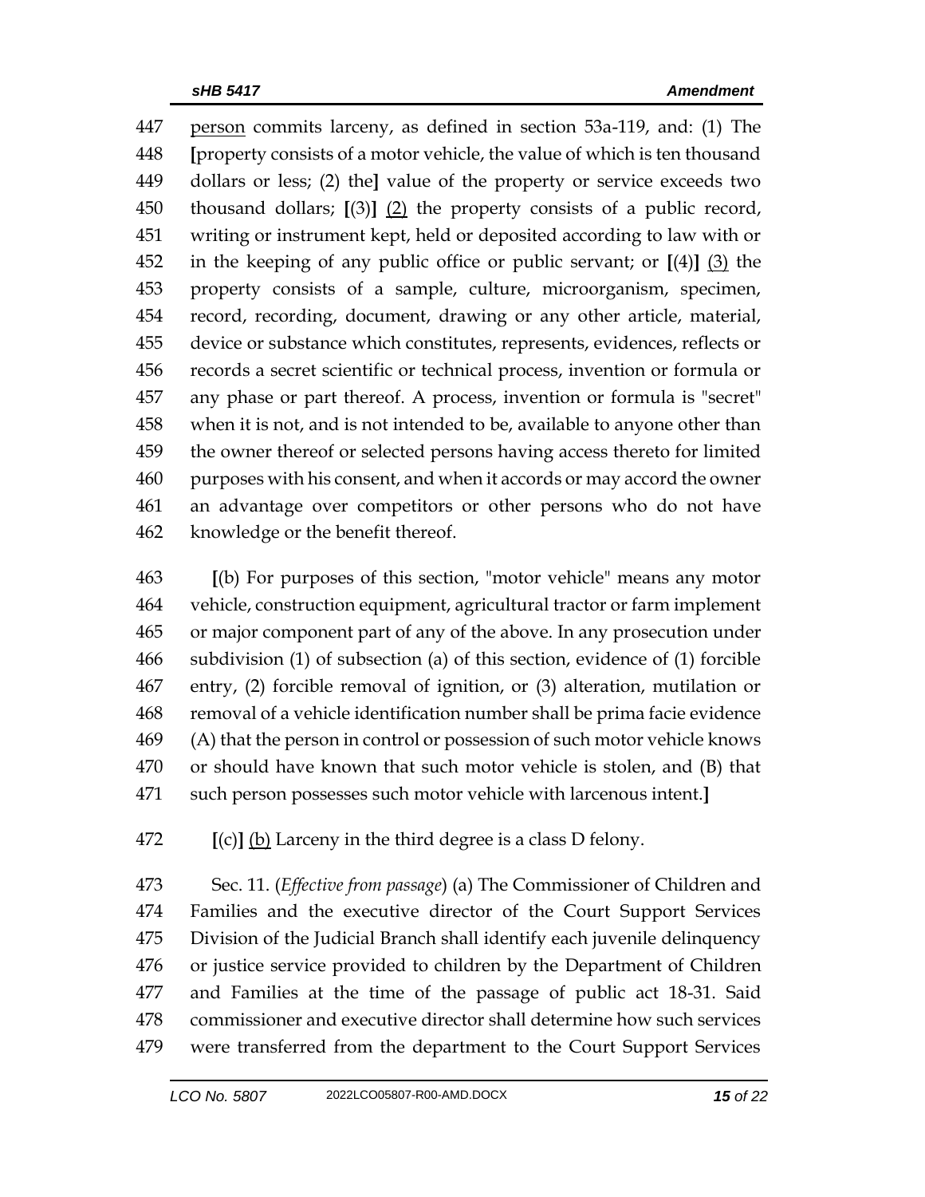447 person commits larceny, as defined in section 53a-119, and: (1) The
448 [property consists of a motor vehicle, the value of which is ten thousand
449 dollars or less; (2) the] value of the property or service exceeds two
450 thousand dollars; [(3)] (2) the property consists of a public record,
451 writing or instrument kept, held or deposited according to law with or
452 in the keeping of any public office or public servant; or [(4)] (3) the
453 property consists of a sample, culture, microorganism, specimen,
454 record, recording, document, drawing or any other article, material,
455 device or substance which constitutes, represents, evidences, reflects or
456 records a secret scientific or technical process, invention or formula or
457 any phase or part thereof. A process, invention or formula is "secret"
458 when it is not, and is not intended to be, available to anyone other than
459 the owner thereof or selected persons having access thereto for limited
460 purposes with his consent, and when it accords or may accord the owner
461 an advantage over competitors or other persons who do not have
462 knowledge or the benefit thereof.

463 [(b) For purposes of this section, "motor vehicle" means any motor
464 vehicle, construction equipment, agricultural tractor or farm implement
465 or major component part of any of the above. In any prosecution under
466 subdivision (1) of subsection (a) of this section, evidence of (1) forcible
467 entry, (2) forcible removal of ignition, or (3) alteration, mutilation or
468 removal of a vehicle identification number shall be prima facie evidence
469 (A) that the person in control or possession of such motor vehicle knows
470 or should have known that such motor vehicle is stolen, and (B) that
471 such person possesses such motor vehicle with larcenous intent.]

472 [(c)] (b) Larceny in the third degree is a class D felony.

473 Sec. 11. (*Effective from passage*) (a) The Commissioner of Children and
474 Families and the executive director of the Court Support Services
475 Division of the Judicial Branch shall identify each juvenile delinquency
476 or justice service provided to children by the Department of Children
477 and Families at the time of the passage of public act 18-31. Said
478 commissioner and executive director shall determine how such services
479 were transferred from the department to the Court Support Services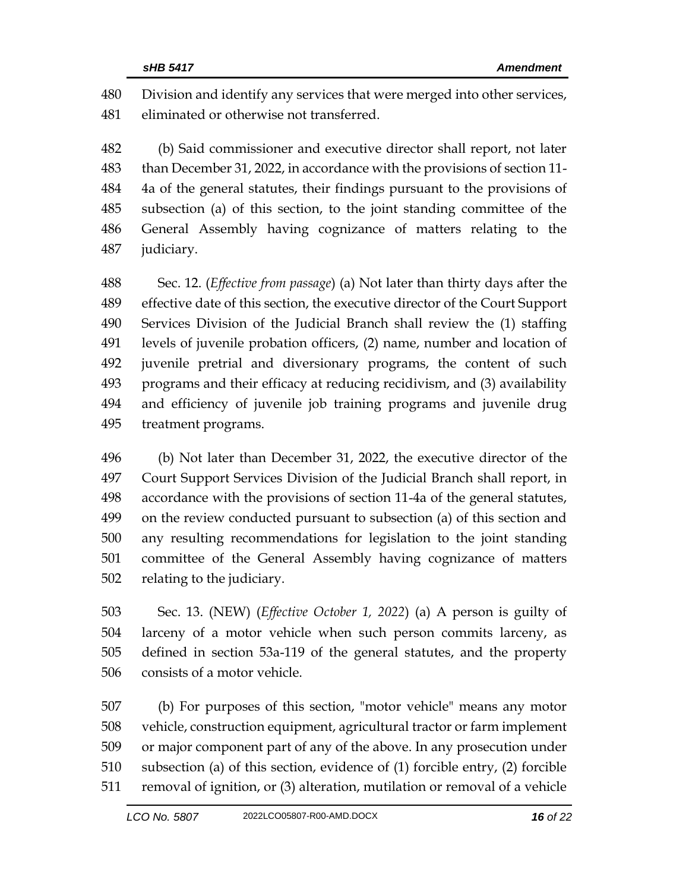Division and identify any services that were merged into other services, eliminated or otherwise not transferred.

(b) Said commissioner and executive director shall report, not later than December 31, 2022, in accordance with the provisions of section 11-4a of the general statutes, their findings pursuant to the provisions of subsection (a) of this section, to the joint standing committee of the General Assembly having cognizance of matters relating to the judiciary.

Sec. 12. (*Effective from passage*) (a) Not later than thirty days after the effective date of this section, the executive director of the Court Support Services Division of the Judicial Branch shall review the (1) staffing levels of juvenile probation officers, (2) name, number and location of juvenile pretrial and diversionary programs, the content of such programs and their efficacy at reducing recidivism, and (3) availability and efficiency of juvenile job training programs and juvenile drug treatment programs.

(b) Not later than December 31, 2022, the executive director of the Court Support Services Division of the Judicial Branch shall report, in accordance with the provisions of section 11-4a of the general statutes, on the review conducted pursuant to subsection (a) of this section and any resulting recommendations for legislation to the joint standing committee of the General Assembly having cognizance of matters relating to the judiciary.

Sec. 13. (NEW) (*Effective October 1, 2022*) (a) A person is guilty of larceny of a motor vehicle when such person commits larceny, as defined in section 53a-119 of the general statutes, and the property consists of a motor vehicle.

(b) For purposes of this section, "motor vehicle" means any motor vehicle, construction equipment, agricultural tractor or farm implement or major component part of any of the above. In any prosecution under subsection (a) of this section, evidence of (1) forcible entry, (2) forcible removal of ignition, or (3) alteration, mutilation or removal of a vehicle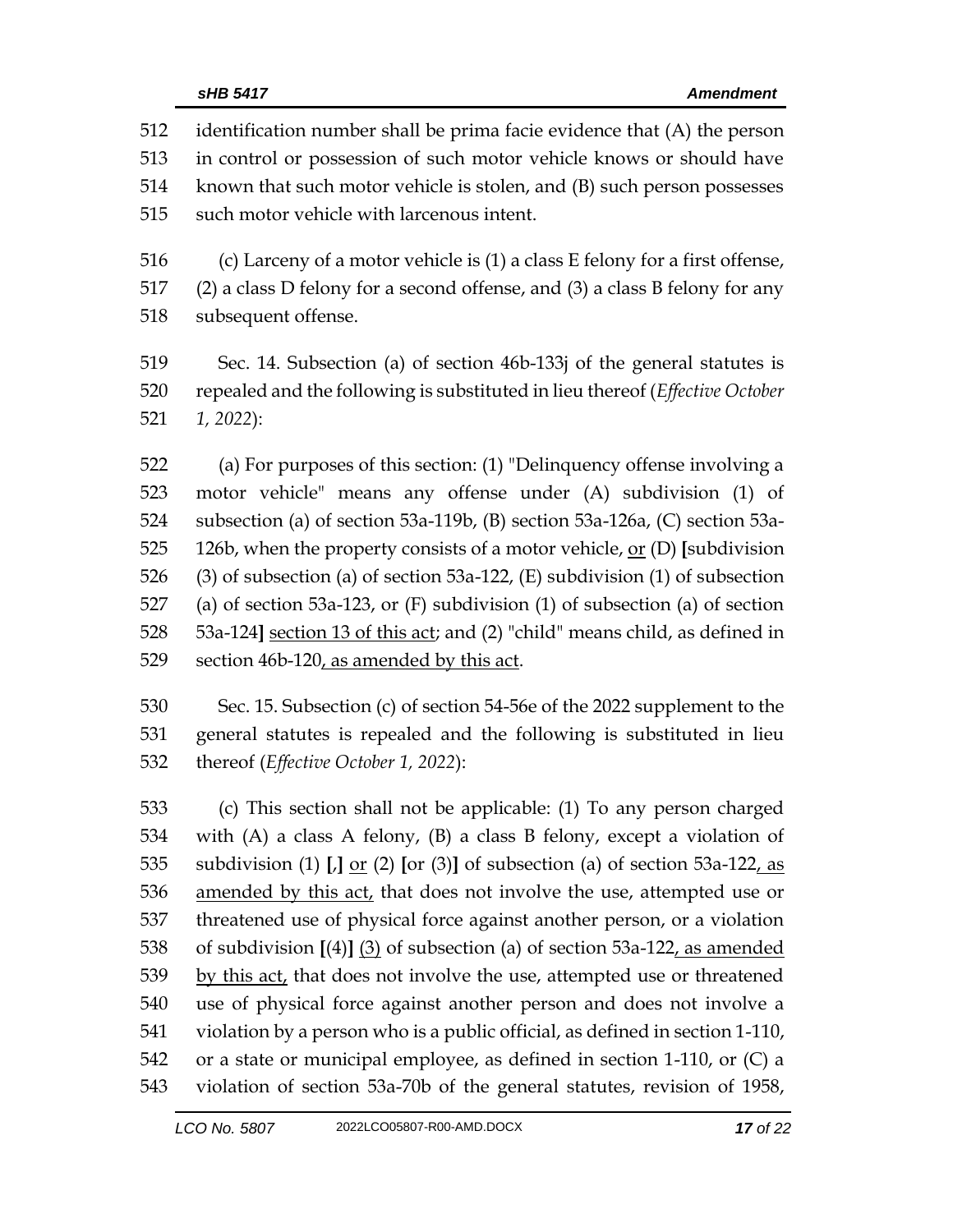identification number shall be prima facie evidence that (A) the person in control or possession of such motor vehicle knows or should have known that such motor vehicle is stolen, and (B) such person possesses such motor vehicle with larcenous intent.

(c) Larceny of a motor vehicle is (1) a class E felony for a first offense, (2) a class D felony for a second offense, and (3) a class B felony for any subsequent offense.

Sec. 14. Subsection (a) of section 46b-133j of the general statutes is repealed and the following is substituted in lieu thereof (*Effective October 1, 2022*):

(a) For purposes of this section: (1) "Delinquency offense involving a motor vehicle" means any offense under (A) subdivision (1) of subsection (a) of section 53a-119b, (B) section 53a-126a, (C) section 53a-126b, when the property consists of a motor vehicle, <u>or</u> (D) [subdivision (3) of subsection (a) of section 53a-122, (E) subdivision (1) of subsection (a) of section 53a-123, or (F) subdivision (1) of subsection (a) of section 53a-124] <u>section 13 of this act</u>; and (2) "child" means child, as defined in section 46b-120<u>, as amended by this act</u>.

Sec. 15. Subsection (c) of section 54-56e of the 2022 supplement to the general statutes is repealed and the following is substituted in lieu thereof (*Effective October 1, 2022*):

(c) This section shall not be applicable: (1) To any person charged with (A) a class A felony, (B) a class B felony, except a violation of subdivision (1) [,] <u>or</u> (2) [or (3)] of subsection (a) of section 53a-122<u>, as amended by this act,</u> that does not involve the use, attempted use or threatened use of physical force against another person, or a violation of subdivision [(4)] <u>(3)</u> of subsection (a) of section 53a-122<u>, as amended by this act,</u> that does not involve the use, attempted use or threatened use of physical force against another person and does not involve a violation by a person who is a public official, as defined in section 1-110, or a state or municipal employee, as defined in section 1-110, or (C) a violation of section 53a-70b of the general statutes, revision of 1958,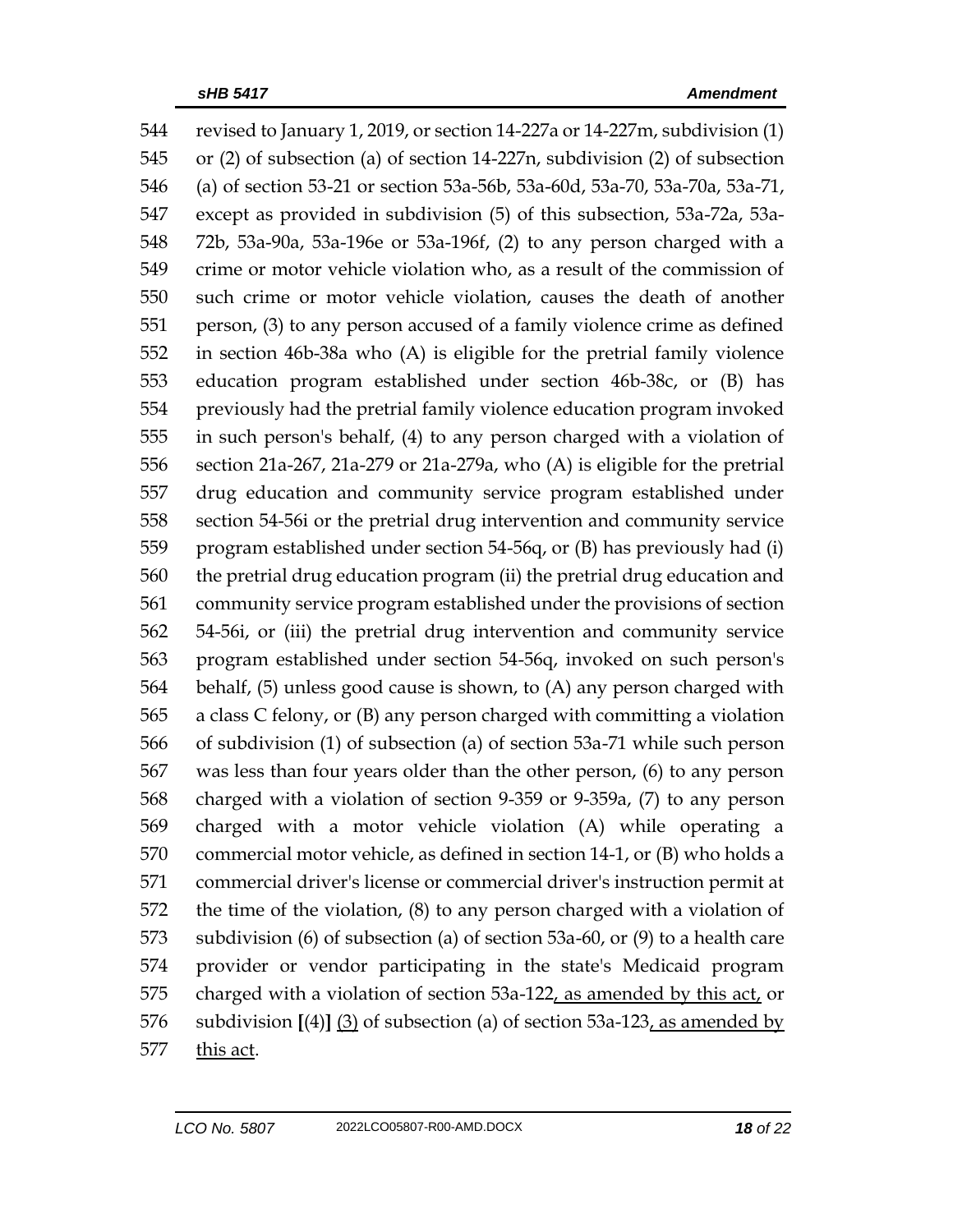544 revised to January 1, 2019, or section 14-227a or 14-227m, subdivision (1)
545 or (2) of subsection (a) of section 14-227n, subdivision (2) of subsection
546 (a) of section 53-21 or section 53a-56b, 53a-60d, 53a-70, 53a-70a, 53a-71,
547 except as provided in subdivision (5) of this subsection, 53a-72a, 53a-
548 72b, 53a-90a, 53a-196e or 53a-196f, (2) to any person charged with a
549 crime or motor vehicle violation who, as a result of the commission of
550 such crime or motor vehicle violation, causes the death of another
551 person, (3) to any person accused of a family violence crime as defined
552 in section 46b-38a who (A) is eligible for the pretrial family violence
553 education program established under section 46b-38c, or (B) has
554 previously had the pretrial family violence education program invoked
555 in such person's behalf, (4) to any person charged with a violation of
556 section 21a-267, 21a-279 or 21a-279a, who (A) is eligible for the pretrial
557 drug education and community service program established under
558 section 54-56i or the pretrial drug intervention and community service
559 program established under section 54-56q, or (B) has previously had (i)
560 the pretrial drug education program (ii) the pretrial drug education and
561 community service program established under the provisions of section
562 54-56i, or (iii) the pretrial drug intervention and community service
563 program established under section 54-56q, invoked on such person's
564 behalf, (5) unless good cause is shown, to (A) any person charged with
565 a class C felony, or (B) any person charged with committing a violation
566 of subdivision (1) of subsection (a) of section 53a-71 while such person
567 was less than four years older than the other person, (6) to any person
568 charged with a violation of section 9-359 or 9-359a, (7) to any person
569 charged with a motor vehicle violation (A) while operating a
570 commercial motor vehicle, as defined in section 14-1, or (B) who holds a
571 commercial driver's license or commercial driver's instruction permit at
572 the time of the violation, (8) to any person charged with a violation of
573 subdivision (6) of subsection (a) of section 53a-60, or (9) to a health care
574 provider or vendor participating in the state's Medicaid program
575 charged with a violation of section 53a-122<u>, as amended by this act,</u> or
576 subdivision **[**(4)**]** <u>(3)</u> of subsection (a) of section 53a-123<u>, as amended by</u>
577 <u>this act</u>.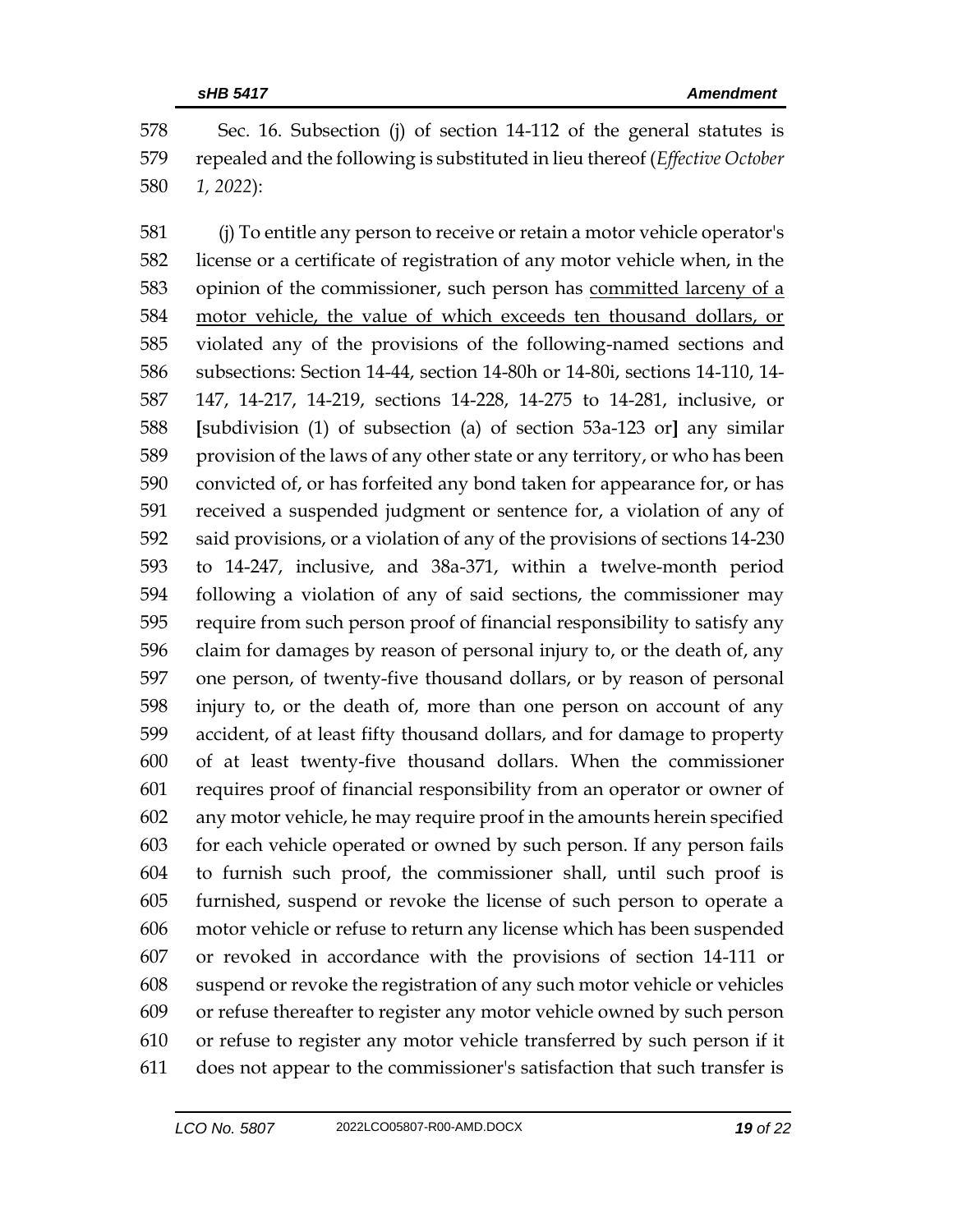Sec. 16. Subsection (j) of section 14-112 of the general statutes is repealed and the following is substituted in lieu thereof (*Effective October 1, 2022*):

(j) To entitle any person to receive or retain a motor vehicle operator's license or a certificate of registration of any motor vehicle when, in the opinion of the commissioner, such person has committed larceny of a motor vehicle, the value of which exceeds ten thousand dollars, or violated any of the provisions of the following-named sections and subsections: Section 14-44, section 14-80h or 14-80i, sections 14-110, 14-147, 14-217, 14-219, sections 14-228, 14-275 to 14-281, inclusive, or [subdivision (1) of subsection (a) of section 53a-123 or] any similar provision of the laws of any other state or any territory, or who has been convicted of, or has forfeited any bond taken for appearance for, or has received a suspended judgment or sentence for, a violation of any of said provisions, or a violation of any of the provisions of sections 14-230 to 14-247, inclusive, and 38a-371, within a twelve-month period following a violation of any of said sections, the commissioner may require from such person proof of financial responsibility to satisfy any claim for damages by reason of personal injury to, or the death of, any one person, of twenty-five thousand dollars, or by reason of personal injury to, or the death of, more than one person on account of any accident, of at least fifty thousand dollars, and for damage to property of at least twenty-five thousand dollars. When the commissioner requires proof of financial responsibility from an operator or owner of any motor vehicle, he may require proof in the amounts herein specified for each vehicle operated or owned by such person. If any person fails to furnish such proof, the commissioner shall, until such proof is furnished, suspend or revoke the license of such person to operate a motor vehicle or refuse to return any license which has been suspended or revoked in accordance with the provisions of section 14-111 or suspend or revoke the registration of any such motor vehicle or vehicles or refuse thereafter to register any motor vehicle owned by such person or refuse to register any motor vehicle transferred by such person if it does not appear to the commissioner's satisfaction that such transfer is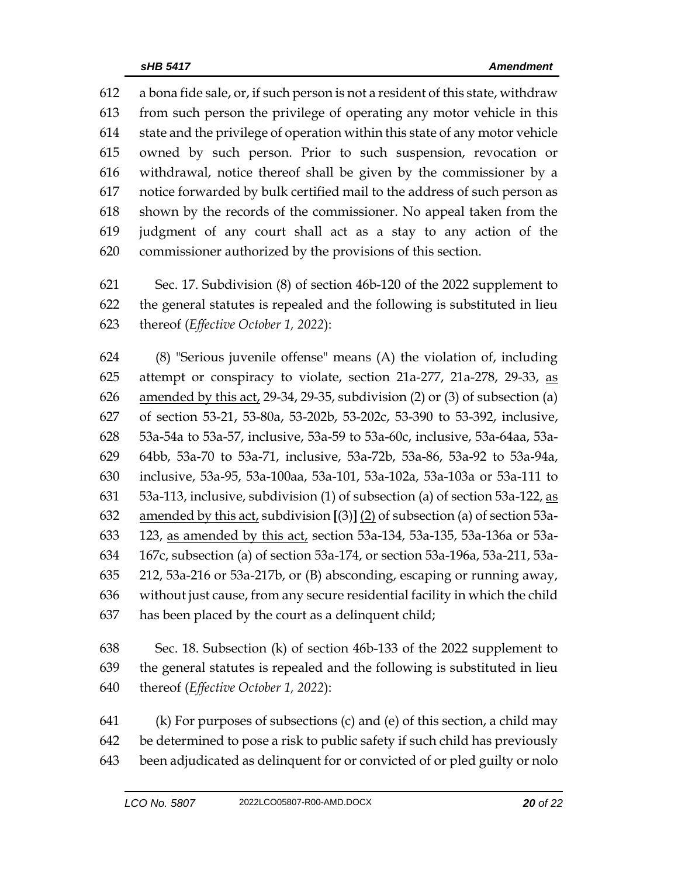612 a bona fide sale, or, if such person is not a resident of this state, withdraw
613 from such person the privilege of operating any motor vehicle in this
614 state and the privilege of operation within this state of any motor vehicle
615 owned by such person. Prior to such suspension, revocation or
616 withdrawal, notice thereof shall be given by the commissioner by a
617 notice forwarded by bulk certified mail to the address of such person as
618 shown by the records of the commissioner. No appeal taken from the
619 judgment of any court shall act as a stay to any action of the
620 commissioner authorized by the provisions of this section.

621 Sec. 17. Subdivision (8) of section 46b-120 of the 2022 supplement to
622 the general statutes is repealed and the following is substituted in lieu
623 thereof (*Effective October 1, 2022*):

624 (8) "Serious juvenile offense" means (A) the violation of, including
625 attempt or conspiracy to violate, section 21a-277, 21a-278, 29-33, <u>as</u>
626 <u>amended by this act,</u> 29-34, 29-35, subdivision (2) or (3) of subsection (a)
627 of section 53-21, 53-80a, 53-202b, 53-202c, 53-390 to 53-392, inclusive,
628 53a-54a to 53a-57, inclusive, 53a-59 to 53a-60c, inclusive, 53a-64aa, 53a-
629 64bb, 53a-70 to 53a-71, inclusive, 53a-72b, 53a-86, 53a-92 to 53a-94a,
630 inclusive, 53a-95, 53a-100aa, 53a-101, 53a-102a, 53a-103a or 53a-111 to
631 53a-113, inclusive, subdivision (1) of subsection (a) of section 53a-122, <u>as</u>
632 <u>amended by this act,</u> subdivision **[**(3)**]** <u>(2)</u> of subsection (a) of section 53a-
633 123, <u>as amended by this act,</u> section 53a-134, 53a-135, 53a-136a or 53a-
634 167c, subsection (a) of section 53a-174, or section 53a-196a, 53a-211, 53a-
635 212, 53a-216 or 53a-217b, or (B) absconding, escaping or running away,
636 without just cause, from any secure residential facility in which the child
637 has been placed by the court as a delinquent child;

638 Sec. 18. Subsection (k) of section 46b-133 of the 2022 supplement to
639 the general statutes is repealed and the following is substituted in lieu
640 thereof (*Effective October 1, 2022*):

641 (k) For purposes of subsections (c) and (e) of this section, a child may
642 be determined to pose a risk to public safety if such child has previously
643 been adjudicated as delinquent for or convicted of or pled guilty or nolo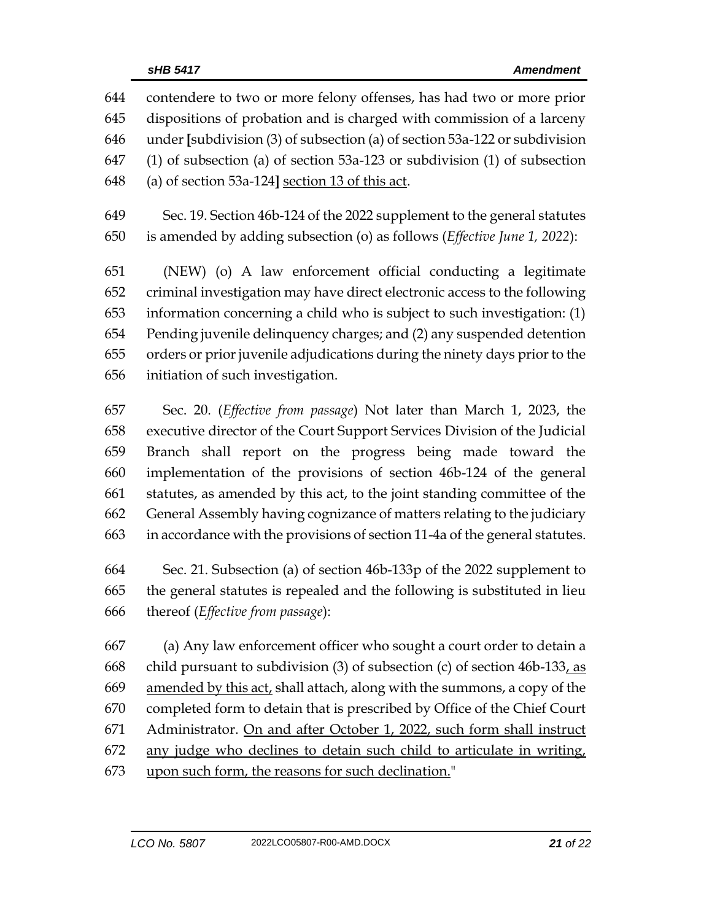contendere to two or more felony offenses, has had two or more prior dispositions of probation and is charged with commission of a larceny under [subdivision (3) of subsection (a) of section 53a-122 or subdivision (1) of subsection (a) of section 53a-123 or subdivision (1) of subsection (a) of section 53a-124] section 13 of this act.

Sec. 19. Section 46b-124 of the 2022 supplement to the general statutes is amended by adding subsection (o) as follows (*Effective June 1, 2022*):

(NEW) (o) A law enforcement official conducting a legitimate criminal investigation may have direct electronic access to the following information concerning a child who is subject to such investigation: (1) Pending juvenile delinquency charges; and (2) any suspended detention orders or prior juvenile adjudications during the ninety days prior to the initiation of such investigation.

Sec. 20. (*Effective from passage*) Not later than March 1, 2023, the executive director of the Court Support Services Division of the Judicial Branch shall report on the progress being made toward the implementation of the provisions of section 46b-124 of the general statutes, as amended by this act, to the joint standing committee of the General Assembly having cognizance of matters relating to the judiciary in accordance with the provisions of section 11-4a of the general statutes.

Sec. 21. Subsection (a) of section 46b-133p of the 2022 supplement to the general statutes is repealed and the following is substituted in lieu thereof (*Effective from passage*):

(a) Any law enforcement officer who sought a court order to detain a child pursuant to subdivision (3) of subsection (c) of section 46b-133, as amended by this act, shall attach, along with the summons, a copy of the completed form to detain that is prescribed by Office of the Chief Court Administrator. On and after October 1, 2022, such form shall instruct any judge who declines to detain such child to articulate in writing, upon such form, the reasons for such declination."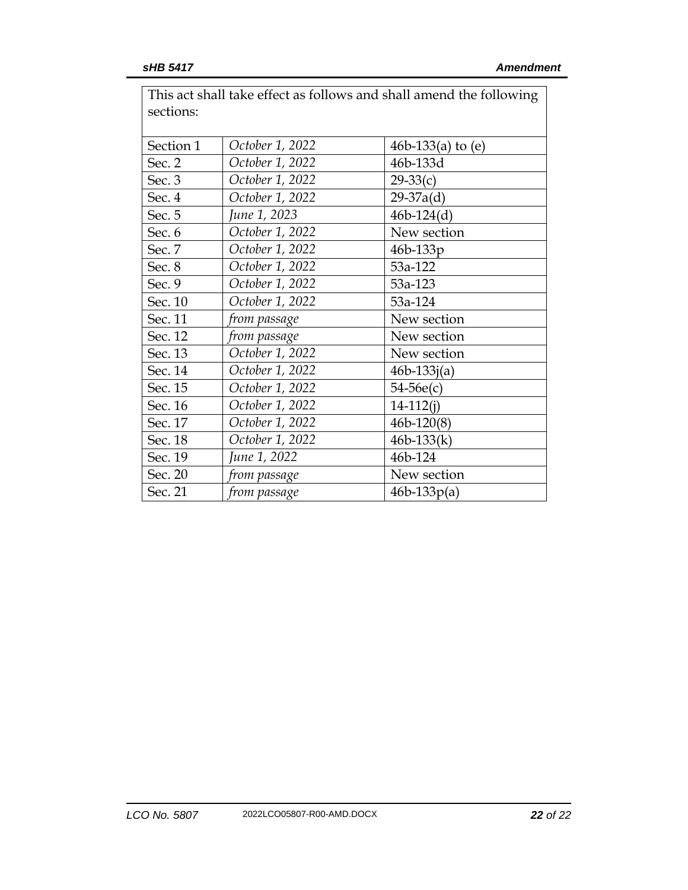| This act shall take effect as follows and shall amend the following sections: | | |
|---|---|---|
| Section 1 | *October 1, 2022* | 46b-133(a) to (e) |
| Sec. 2 | *October 1, 2022* | 46b-133d |
| Sec. 3 | *October 1, 2022* | 29-33(c) |
| Sec. 4 | *October 1, 2022* | 29-37a(d) |
| Sec. 5 | *June 1, 2023* | 46b-124(d) |
| Sec. 6 | *October 1, 2022* | New section |
| Sec. 7 | *October 1, 2022* | 46b-133p |
| Sec. 8 | *October 1, 2022* | 53a-122 |
| Sec. 9 | *October 1, 2022* | 53a-123 |
| Sec. 10 | *October 1, 2022* | 53a-124 |
| Sec. 11 | *from passage* | New section |
| Sec. 12 | *from passage* | New section |
| Sec. 13 | *October 1, 2022* | New section |
| Sec. 14 | *October 1, 2022* | 46b-133j(a) |
| Sec. 15 | *October 1, 2022* | 54-56e(c) |
| Sec. 16 | *October 1, 2022* | 14-112(j) |
| Sec. 17 | *October 1, 2022* | 46b-120(8) |
| Sec. 18 | *October 1, 2022* | 46b-133(k) |
| Sec. 19 | *June 1, 2022* | 46b-124 |
| Sec. 20 | *from passage* | New section |
| Sec. 21 | *from passage* | 46b-133p(a) |